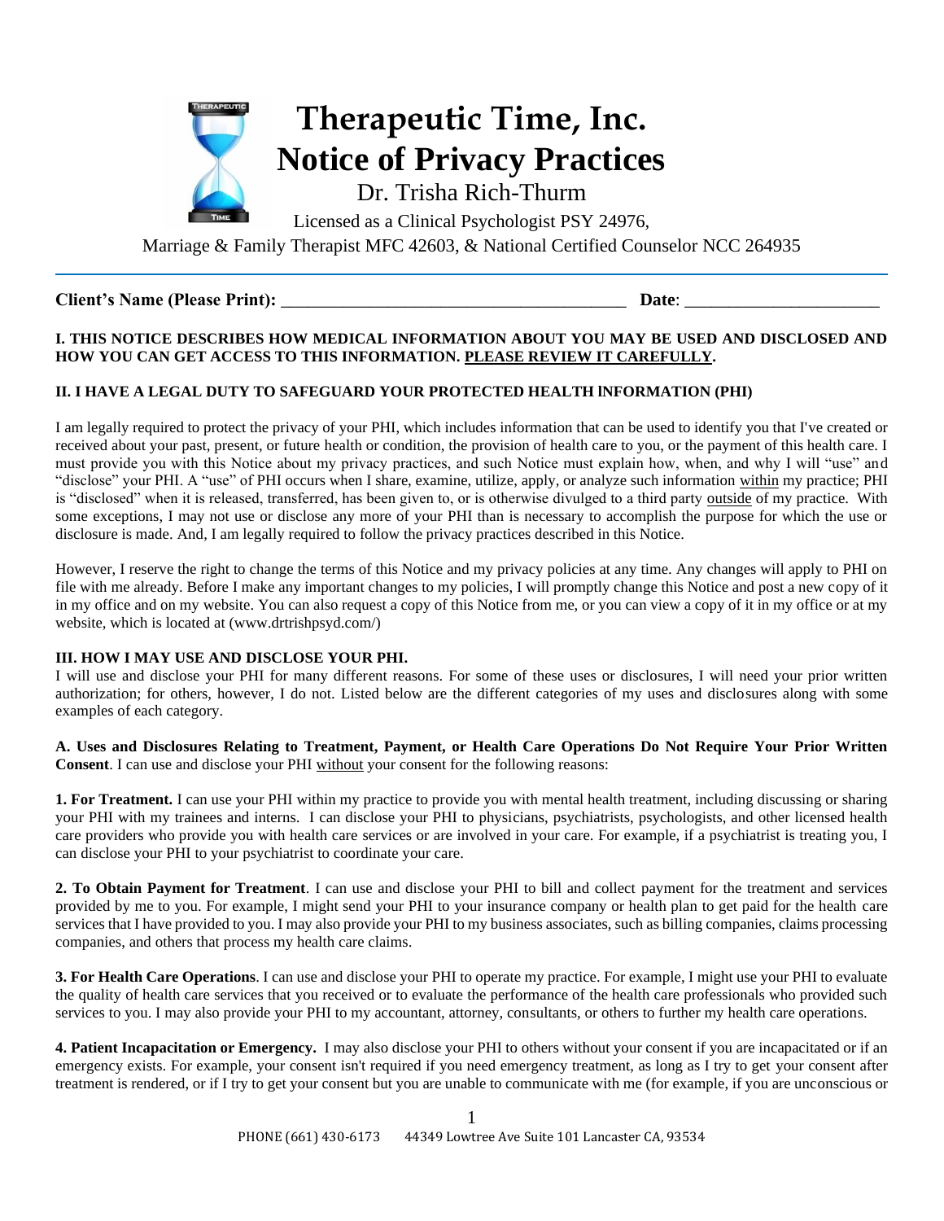# Therapeutic Time, Inc.
# Notice of Privacy Practices

Dr. Trisha Rich-Thurm

Licensed as a Clinical Psychologist PSY 24976,

Marriage & Family Therapist MFC 42603, & National Certified Counselor NCC 264935

**Client's Name (Please Print):** ________________________________________ **Date**: ______________________

**I. THIS NOTICE DESCRIBES HOW MEDICAL INFORMATION ABOUT YOU MAY BE USED AND DISCLOSED AND HOW YOU CAN GET ACCESS TO THIS INFORMATION. PLEASE REVIEW IT CAREFULLY.**

**II. I HAVE A LEGAL DUTY TO SAFEGUARD YOUR PROTECTED HEALTH INFORMATION (PHI)**

I am legally required to protect the privacy of your PHI, which includes information that can be used to identify you that I've created or received about your past, present, or future health or condition, the provision of health care to you, or the payment of this health care. I must provide you with this Notice about my privacy practices, and such Notice must explain how, when, and why I will "use" and "disclose" your PHI. A "use" of PHI occurs when I share, examine, utilize, apply, or analyze such information within my practice; PHI is "disclosed" when it is released, transferred, has been given to, or is otherwise divulged to a third party outside of my practice. With some exceptions, I may not use or disclose any more of your PHI than is necessary to accomplish the purpose for which the use or disclosure is made. And, I am legally required to follow the privacy practices described in this Notice.

However, I reserve the right to change the terms of this Notice and my privacy policies at any time. Any changes will apply to PHI on file with me already. Before I make any important changes to my policies, I will promptly change this Notice and post a new copy of it in my office and on my website. You can also request a copy of this Notice from me, or you can view a copy of it in my office or at my website, which is located at (www.drtrishpsyd.com/)

**III. HOW I MAY USE AND DISCLOSE YOUR PHI.**

I will use and disclose your PHI for many different reasons. For some of these uses or disclosures, I will need your prior written authorization; for others, however, I do not. Listed below are the different categories of my uses and disclosures along with some examples of each category.

**A. Uses and Disclosures Relating to Treatment, Payment, or Health Care Operations Do Not Require Your Prior Written Consent**. I can use and disclose your PHI without your consent for the following reasons:

**1. For Treatment.** I can use your PHI within my practice to provide you with mental health treatment, including discussing or sharing your PHI with my trainees and interns. I can disclose your PHI to physicians, psychiatrists, psychologists, and other licensed health care providers who provide you with health care services or are involved in your care. For example, if a psychiatrist is treating you, I can disclose your PHI to your psychiatrist to coordinate your care.

**2. To Obtain Payment for Treatment**. I can use and disclose your PHI to bill and collect payment for the treatment and services provided by me to you. For example, I might send your PHI to your insurance company or health plan to get paid for the health care services that I have provided to you. I may also provide your PHI to my business associates, such as billing companies, claims processing companies, and others that process my health care claims.

**3. For Health Care Operations**. I can use and disclose your PHI to operate my practice. For example, I might use your PHI to evaluate the quality of health care services that you received or to evaluate the performance of the health care professionals who provided such services to you. I may also provide your PHI to my accountant, attorney, consultants, or others to further my health care operations.

**4. Patient Incapacitation or Emergency.** I may also disclose your PHI to others without your consent if you are incapacitated or if an emergency exists. For example, your consent isn't required if you need emergency treatment, as long as I try to get your consent after treatment is rendered, or if I try to get your consent but you are unable to communicate with me (for example, if you are unconscious or

PHONE (661) 430-6173 44349 Lowtree Ave Suite 101 Lancaster CA, 93534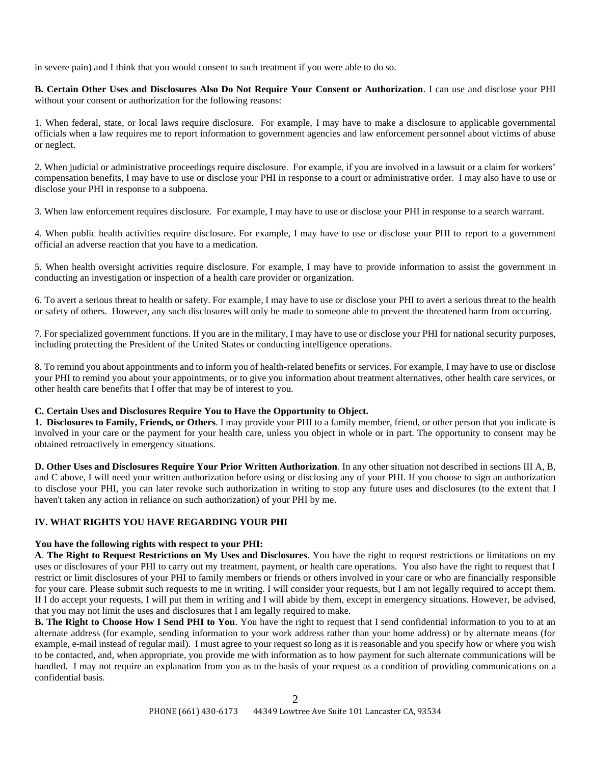in severe pain) and I think that you would consent to such treatment if you were able to do so.

**B. Certain Other Uses and Disclosures Also Do Not Require Your Consent or Authorization**. I can use and disclose your PHI without your consent or authorization for the following reasons:

1. When federal, state, or local laws require disclosure. For example, I may have to make a disclosure to applicable governmental officials when a law requires me to report information to government agencies and law enforcement personnel about victims of abuse or neglect.

2. When judicial or administrative proceedings require disclosure. For example, if you are involved in a lawsuit or a claim for workers' compensation benefits, I may have to use or disclose your PHI in response to a court or administrative order. I may also have to use or disclose your PHI in response to a subpoena.

3. When law enforcement requires disclosure. For example, I may have to use or disclose your PHI in response to a search warrant.

4. When public health activities require disclosure. For example, I may have to use or disclose your PHI to report to a government official an adverse reaction that you have to a medication.

5. When health oversight activities require disclosure. For example, I may have to provide information to assist the government in conducting an investigation or inspection of a health care provider or organization.

6. To avert a serious threat to health or safety. For example, I may have to use or disclose your PHI to avert a serious threat to the health or safety of others. However, any such disclosures will only be made to someone able to prevent the threatened harm from occurring.

7. For specialized government functions. If you are in the military, I may have to use or disclose your PHI for national security purposes, including protecting the President of the United States or conducting intelligence operations.

8. To remind you about appointments and to inform you of health-related benefits or services. For example, I may have to use or disclose your PHI to remind you about your appointments, or to give you information about treatment alternatives, other health care services, or other health care benefits that I offer that may be of interest to you.

**C. Certain Uses and Disclosures Require You to Have the Opportunity to Object.**

**1. Disclosures to Family, Friends, or Others**. I may provide your PHI to a family member, friend, or other person that you indicate is involved in your care or the payment for your health care, unless you object in whole or in part. The opportunity to consent may be obtained retroactively in emergency situations.

**D. Other Uses and Disclosures Require Your Prior Written Authorization**. In any other situation not described in sections III A, B, and C above, I will need your written authorization before using or disclosing any of your PHI. If you choose to sign an authorization to disclose your PHI, you can later revoke such authorization in writing to stop any future uses and disclosures (to the extent that I haven't taken any action in reliance on such authorization) of your PHI by me.

## IV. WHAT RIGHTS YOU HAVE REGARDING YOUR PHI

**You have the following rights with respect to your PHI:**

**A**. **The Right to Request Restrictions on My Uses and Disclosures**. You have the right to request restrictions or limitations on my uses or disclosures of your PHI to carry out my treatment, payment, or health care operations. You also have the right to request that I restrict or limit disclosures of your PHI to family members or friends or others involved in your care or who are financially responsible for your care. Please submit such requests to me in writing. I will consider your requests, but I am not legally required to accept them. If I do accept your requests, I will put them in writing and I will abide by them, except in emergency situations. However, be advised, that you may not limit the uses and disclosures that I am legally required to make.

**B. The Right to Choose How I Send PHI to You**. You have the right to request that I send confidential information to you to at an alternate address (for example, sending information to your work address rather than your home address) or by alternate means (for example, e-mail instead of regular mail). I must agree to your request so long as it is reasonable and you specify how or where you wish to be contacted, and, when appropriate, you provide me with information as to how payment for such alternate communications will be handled. I may not require an explanation from you as to the basis of your request as a condition of providing communications on a confidential basis.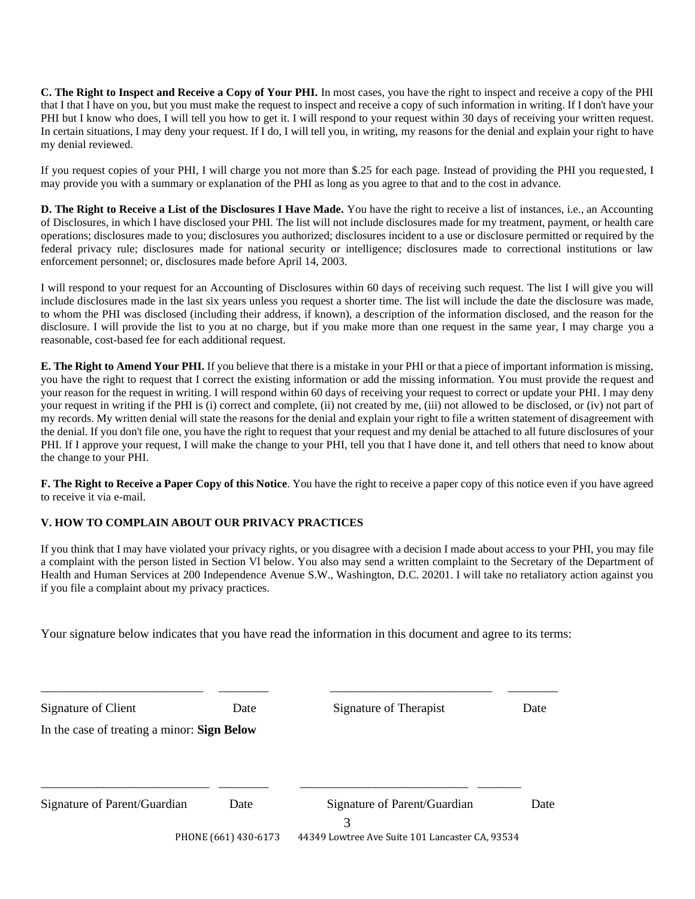**C. The Right to Inspect and Receive a Copy of Your PHI.** In most cases, you have the right to inspect and receive a copy of the PHI that I that I have on you, but you must make the request to inspect and receive a copy of such information in writing. If I don't have your PHI but I know who does, I will tell you how to get it. I will respond to your request within 30 days of receiving your written request. In certain situations, I may deny your request. If I do, I will tell you, in writing, my reasons for the denial and explain your right to have my denial reviewed.

If you request copies of your PHI, I will charge you not more than $.25 for each page. Instead of providing the PHI you requested, I may provide you with a summary or explanation of the PHI as long as you agree to that and to the cost in advance.

**D. The Right to Receive a List of the Disclosures I Have Made.** You have the right to receive a list of instances, i.e., an Accounting of Disclosures, in which I have disclosed your PHI. The list will not include disclosures made for my treatment, payment, or health care operations; disclosures made to you; disclosures you authorized; disclosures incident to a use or disclosure permitted or required by the federal privacy rule; disclosures made for national security or intelligence; disclosures made to correctional institutions or law enforcement personnel; or, disclosures made before April 14, 2003.

I will respond to your request for an Accounting of Disclosures within 60 days of receiving such request. The list I will give you will include disclosures made in the last six years unless you request a shorter time. The list will include the date the disclosure was made, to whom the PHI was disclosed (including their address, if known), a description of the information disclosed, and the reason for the disclosure. I will provide the list to you at no charge, but if you make more than one request in the same year, I may charge you a reasonable, cost-based fee for each additional request.

**E. The Right to Amend Your PHI.** If you believe that there is a mistake in your PHI or that a piece of important information is missing, you have the right to request that I correct the existing information or add the missing information. You must provide the request and your reason for the request in writing. I will respond within 60 days of receiving your request to correct or update your PHI. I may deny your request in writing if the PHI is (i) correct and complete, (ii) not created by me, (iii) not allowed to be disclosed, or (iv) not part of my records. My written denial will state the reasons for the denial and explain your right to file a written statement of disagreement with the denial. If you don't file one, you have the right to request that your request and my denial be attached to all future disclosures of your PHI. If I approve your request, I will make the change to your PHI, tell you that I have done it, and tell others that need to know about the change to your PHI.

**F. The Right to Receive a Paper Copy of this Notice**. You have the right to receive a paper copy of this notice even if you have agreed to receive it via e-mail.

**V. HOW TO COMPLAIN ABOUT OUR PRIVACY PRACTICES**

If you think that I may have violated your privacy rights, or you disagree with a decision I made about access to your PHI, you may file a complaint with the person listed in Section Vl below. You also may send a written complaint to the Secretary of the Department of Health and Human Services at 200 Independence Avenue S.W., Washington, D.C. 20201. I will take no retaliatory action against you if you file a complaint about my privacy practices.

Your signature below indicates that you have read the information in this document and agree to its terms:

___________________________ ________ ___________________________ ________

Signature of Client Date Signature of Therapist Date

In the case of treating a minor: **Sign Below**

___________________________ ________ ___________________________ ________

Signature of Parent/Guardian Date Signature of Parent/Guardian Date

PHONE (661) 430-6173 44349 Lowtree Ave Suite 101 Lancaster CA, 93534